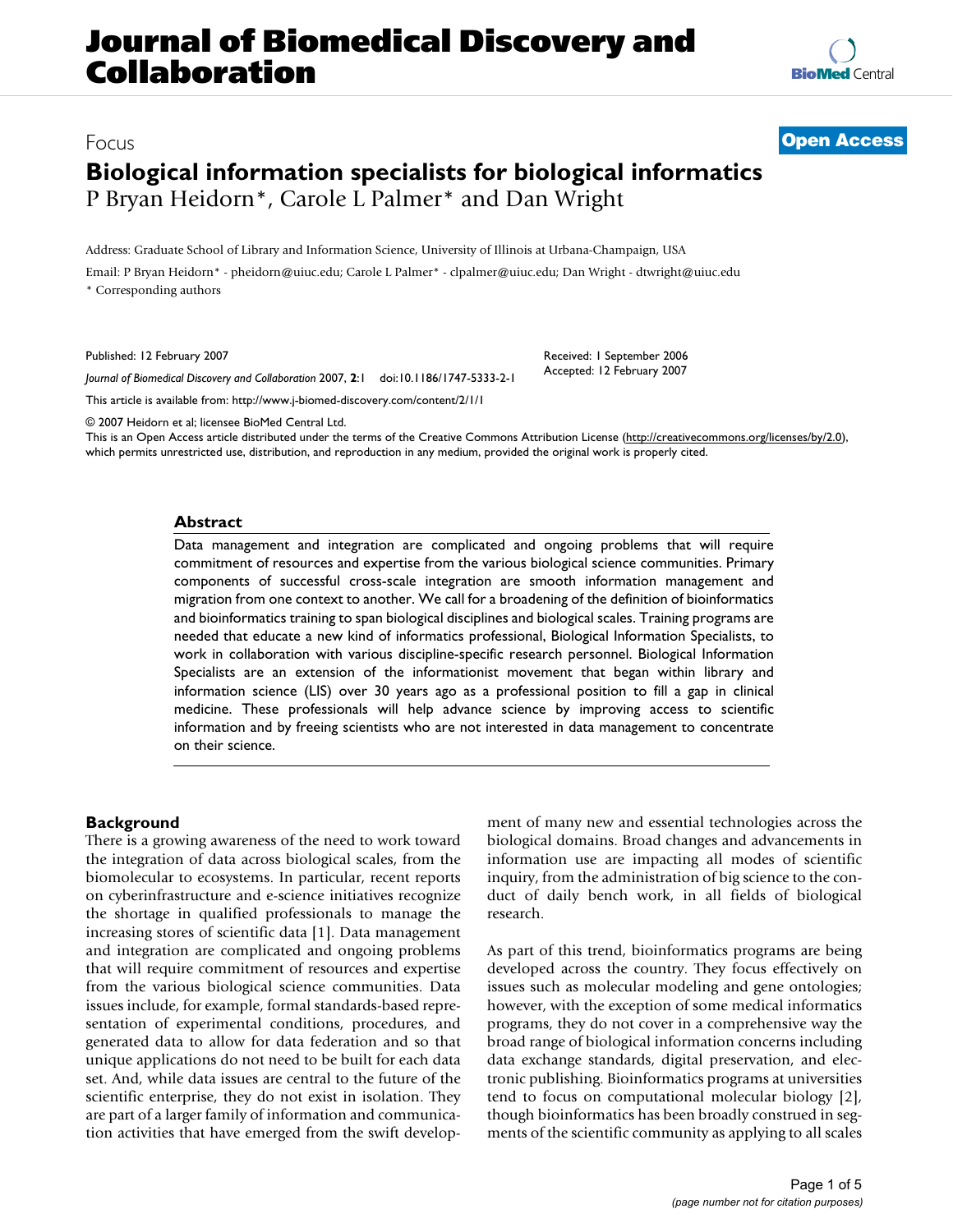# Journal of Biomedical Discovery and Collaboration

Focus

Open Access

# Biological information specialists for biological informatics

P Bryan Heidorn*, Carole L Palmer* and Dan Wright

Address: Graduate School of Library and Information Science, University of Illinois at Urbana-Champaign, USA

Email: P Bryan Heidorn* - pheidorn@uiuc.edu; Carole L Palmer* - clpalmer@uiuc.edu; Dan Wright - dtwright@uiuc.edu

* Corresponding authors

Published: 12 February 2007

*Journal of Biomedical Discovery and Collaboration* 2007, **2**:1 doi:10.1186/1747-5333-2-1

This article is available from: http://www.j-biomed-discovery.com/content/2/1/1

Received: 1 September 2006
Accepted: 12 February 2007

© 2007 Heidorn et al; licensee BioMed Central Ltd.
This is an Open Access article distributed under the terms of the Creative Commons Attribution License (http://creativecommons.org/licenses/by/2.0), which permits unrestricted use, distribution, and reproduction in any medium, provided the original work is properly cited.

## Abstract

Data management and integration are complicated and ongoing problems that will require commitment of resources and expertise from the various biological science communities. Primary components of successful cross-scale integration are smooth information management and migration from one context to another. We call for a broadening of the definition of bioinformatics and bioinformatics training to span biological disciplines and biological scales. Training programs are needed that educate a new kind of informatics professional, Biological Information Specialists, to work in collaboration with various discipline-specific research personnel. Biological Information Specialists are an extension of the informationist movement that began within library and information science (LIS) over 30 years ago as a professional position to fill a gap in clinical medicine. These professionals will help advance science by improving access to scientific information and by freeing scientists who are not interested in data management to concentrate on their science.

## Background

There is a growing awareness of the need to work toward the integration of data across biological scales, from the biomolecular to ecosystems. In particular, recent reports on cyberinfrastructure and e-science initiatives recognize the shortage in qualified professionals to manage the increasing stores of scientific data [1]. Data management and integration are complicated and ongoing problems that will require commitment of resources and expertise from the various biological science communities. Data issues include, for example, formal standards-based representation of experimental conditions, procedures, and generated data to allow for data federation and so that unique applications do not need to be built for each data set. And, while data issues are central to the future of the scientific enterprise, they do not exist in isolation. They are part of a larger family of information and communication activities that have emerged from the swift development of many new and essential technologies across the biological domains. Broad changes and advancements in information use are impacting all modes of scientific inquiry, from the administration of big science to the conduct of daily bench work, in all fields of biological research.

As part of this trend, bioinformatics programs are being developed across the country. They focus effectively on issues such as molecular modeling and gene ontologies; however, with the exception of some medical informatics programs, they do not cover in a comprehensive way the broad range of biological information concerns including data exchange standards, digital preservation, and electronic publishing. Bioinformatics programs at universities tend to focus on computational molecular biology [2], though bioinformatics has been broadly construed in segments of the scientific community as applying to all scales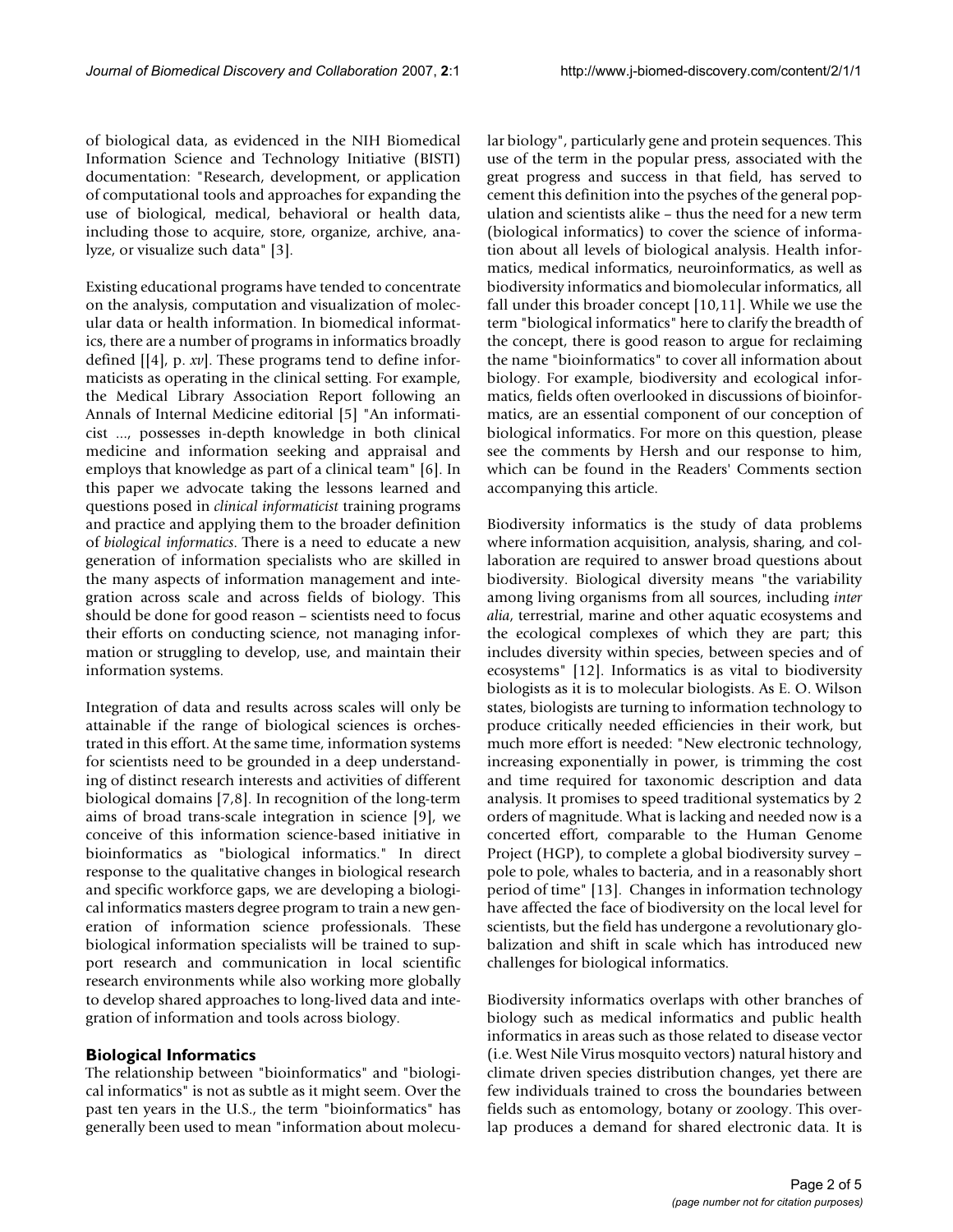of biological data, as evidenced in the NIH Biomedical Information Science and Technology Initiative (BISTI) documentation: "Research, development, or application of computational tools and approaches for expanding the use of biological, medical, behavioral or health data, including those to acquire, store, organize, archive, analyze, or visualize such data" [3].

Existing educational programs have tended to concentrate on the analysis, computation and visualization of molecular data or health information. In biomedical informatics, there are a number of programs in informatics broadly defined [[4], p. *xv*]. These programs tend to define informaticists as operating in the clinical setting. For example, the Medical Library Association Report following an Annals of Internal Medicine editorial [5] "An informaticist ..., possesses in-depth knowledge in both clinical medicine and information seeking and appraisal and employs that knowledge as part of a clinical team" [6]. In this paper we advocate taking the lessons learned and questions posed in *clinical informaticist* training programs and practice and applying them to the broader definition of *biological informatics*. There is a need to educate a new generation of information specialists who are skilled in the many aspects of information management and integration across scale and across fields of biology. This should be done for good reason – scientists need to focus their efforts on conducting science, not managing information or struggling to develop, use, and maintain their information systems.

Integration of data and results across scales will only be attainable if the range of biological sciences is orchestrated in this effort. At the same time, information systems for scientists need to be grounded in a deep understanding of distinct research interests and activities of different biological domains [7,8]. In recognition of the long-term aims of broad trans-scale integration in science [9], we conceive of this information science-based initiative in bioinformatics as "biological informatics." In direct response to the qualitative changes in biological research and specific workforce gaps, we are developing a biological informatics masters degree program to train a new generation of information science professionals. These biological information specialists will be trained to support research and communication in local scientific research environments while also working more globally to develop shared approaches to long-lived data and integration of information and tools across biology.

## Biological Informatics

The relationship between "bioinformatics" and "biological informatics" is not as subtle as it might seem. Over the past ten years in the U.S., the term "bioinformatics" has generally been used to mean "information about molecular biology", particularly gene and protein sequences. This use of the term in the popular press, associated with the great progress and success in that field, has served to cement this definition into the psyches of the general population and scientists alike – thus the need for a new term (biological informatics) to cover the science of information about all levels of biological analysis. Health informatics, medical informatics, neuroinformatics, as well as biodiversity informatics and biomolecular informatics, all fall under this broader concept [10,11]. While we use the term "biological informatics" here to clarify the breadth of the concept, there is good reason to argue for reclaiming the name "bioinformatics" to cover all information about biology. For example, biodiversity and ecological informatics, fields often overlooked in discussions of bioinformatics, are an essential component of our conception of biological informatics. For more on this question, please see the comments by Hersh and our response to him, which can be found in the Readers' Comments section accompanying this article.

Biodiversity informatics is the study of data problems where information acquisition, analysis, sharing, and collaboration are required to answer broad questions about biodiversity. Biological diversity means "the variability among living organisms from all sources, including *inter alia*, terrestrial, marine and other aquatic ecosystems and the ecological complexes of which they are part; this includes diversity within species, between species and of ecosystems" [12]. Informatics is as vital to biodiversity biologists as it is to molecular biologists. As E. O. Wilson states, biologists are turning to information technology to produce critically needed efficiencies in their work, but much more effort is needed: "New electronic technology, increasing exponentially in power, is trimming the cost and time required for taxonomic description and data analysis. It promises to speed traditional systematics by 2 orders of magnitude. What is lacking and needed now is a concerted effort, comparable to the Human Genome Project (HGP), to complete a global biodiversity survey – pole to pole, whales to bacteria, and in a reasonably short period of time" [13]. Changes in information technology have affected the face of biodiversity on the local level for scientists, but the field has undergone a revolutionary globalization and shift in scale which has introduced new challenges for biological informatics.

Biodiversity informatics overlaps with other branches of biology such as medical informatics and public health informatics in areas such as those related to disease vector (i.e. West Nile Virus mosquito vectors) natural history and climate driven species distribution changes, yet there are few individuals trained to cross the boundaries between fields such as entomology, botany or zoology. This overlap produces a demand for shared electronic data. It is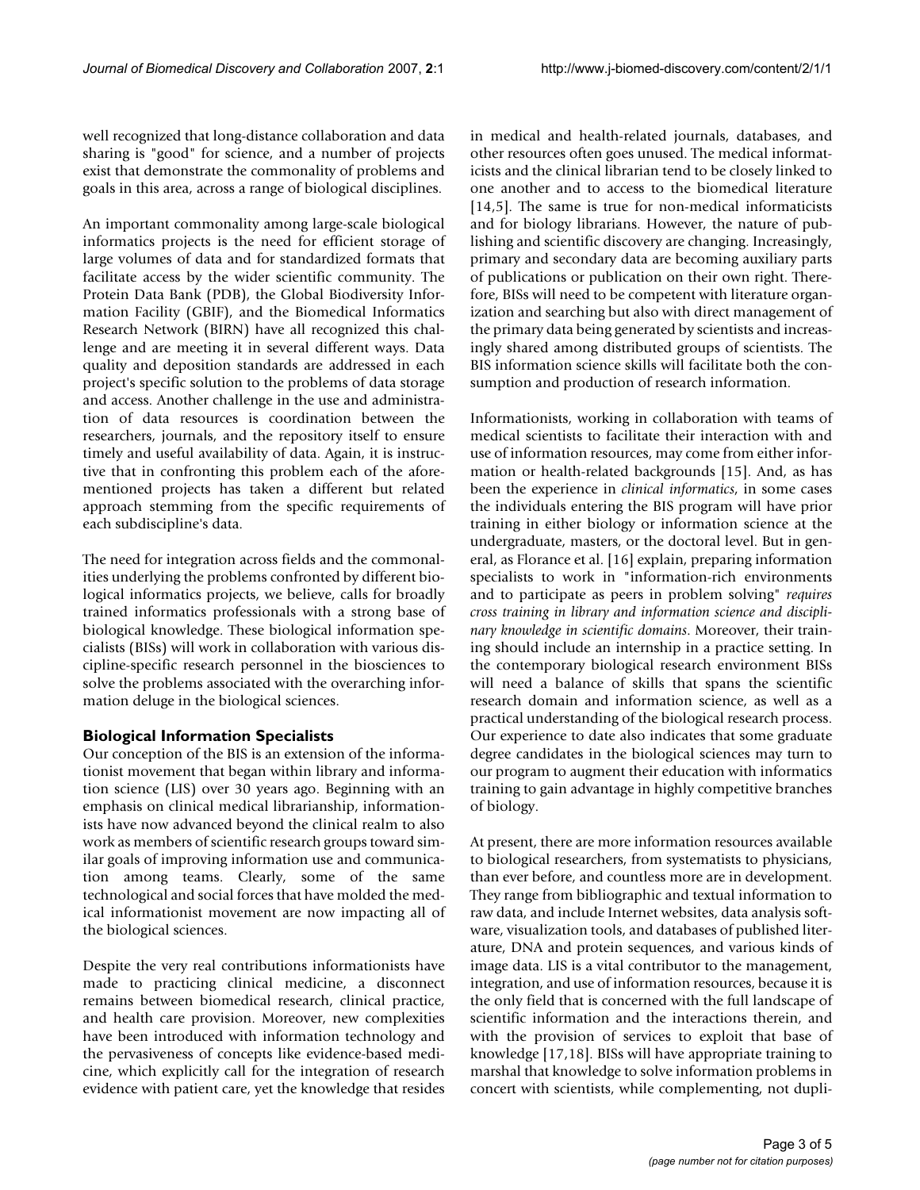well recognized that long-distance collaboration and data sharing is "good" for science, and a number of projects exist that demonstrate the commonality of problems and goals in this area, across a range of biological disciplines.

An important commonality among large-scale biological informatics projects is the need for efficient storage of large volumes of data and for standardized formats that facilitate access by the wider scientific community. The Protein Data Bank (PDB), the Global Biodiversity Information Facility (GBIF), and the Biomedical Informatics Research Network (BIRN) have all recognized this challenge and are meeting it in several different ways. Data quality and deposition standards are addressed in each project's specific solution to the problems of data storage and access. Another challenge in the use and administration of data resources is coordination between the researchers, journals, and the repository itself to ensure timely and useful availability of data. Again, it is instructive that in confronting this problem each of the aforementioned projects has taken a different but related approach stemming from the specific requirements of each subdiscipline's data.

The need for integration across fields and the commonalities underlying the problems confronted by different biological informatics projects, we believe, calls for broadly trained informatics professionals with a strong base of biological knowledge. These biological information specialists (BISs) will work in collaboration with various discipline-specific research personnel in the biosciences to solve the problems associated with the overarching information deluge in the biological sciences.

## Biological Information Specialists

Our conception of the BIS is an extension of the informationist movement that began within library and information science (LIS) over 30 years ago. Beginning with an emphasis on clinical medical librarianship, informationists have now advanced beyond the clinical realm to also work as members of scientific research groups toward similar goals of improving information use and communication among teams. Clearly, some of the same technological and social forces that have molded the medical informationist movement are now impacting all of the biological sciences.

Despite the very real contributions informationists have made to practicing clinical medicine, a disconnect remains between biomedical research, clinical practice, and health care provision. Moreover, new complexities have been introduced with information technology and the pervasiveness of concepts like evidence-based medicine, which explicitly call for the integration of research evidence with patient care, yet the knowledge that resides in medical and health-related journals, databases, and other resources often goes unused. The medical informaticists and the clinical librarian tend to be closely linked to one another and to access to the biomedical literature [14,5]. The same is true for non-medical informaticists and for biology librarians. However, the nature of publishing and scientific discovery are changing. Increasingly, primary and secondary data are becoming auxiliary parts of publications or publication on their own right. Therefore, BISs will need to be competent with literature organization and searching but also with direct management of the primary data being generated by scientists and increasingly shared among distributed groups of scientists. The BIS information science skills will facilitate both the consumption and production of research information.

Informationists, working in collaboration with teams of medical scientists to facilitate their interaction with and use of information resources, may come from either information or health-related backgrounds [15]. And, as has been the experience in *clinical informatics*, in some cases the individuals entering the BIS program will have prior training in either biology or information science at the undergraduate, masters, or the doctoral level. But in general, as Florance et al. [16] explain, preparing information specialists to work in "information-rich environments and to participate as peers in problem solving" *requires cross training in library and information science and disciplinary knowledge in scientific domains*. Moreover, their training should include an internship in a practice setting. In the contemporary biological research environment BISs will need a balance of skills that spans the scientific research domain and information science, as well as a practical understanding of the biological research process. Our experience to date also indicates that some graduate degree candidates in the biological sciences may turn to our program to augment their education with informatics training to gain advantage in highly competitive branches of biology.

At present, there are more information resources available to biological researchers, from systematists to physicians, than ever before, and countless more are in development. They range from bibliographic and textual information to raw data, and include Internet websites, data analysis software, visualization tools, and databases of published literature, DNA and protein sequences, and various kinds of image data. LIS is a vital contributor to the management, integration, and use of information resources, because it is the only field that is concerned with the full landscape of scientific information and the interactions therein, and with the provision of services to exploit that base of knowledge [17,18]. BISs will have appropriate training to marshal that knowledge to solve information problems in concert with scientists, while complementing, not dupli-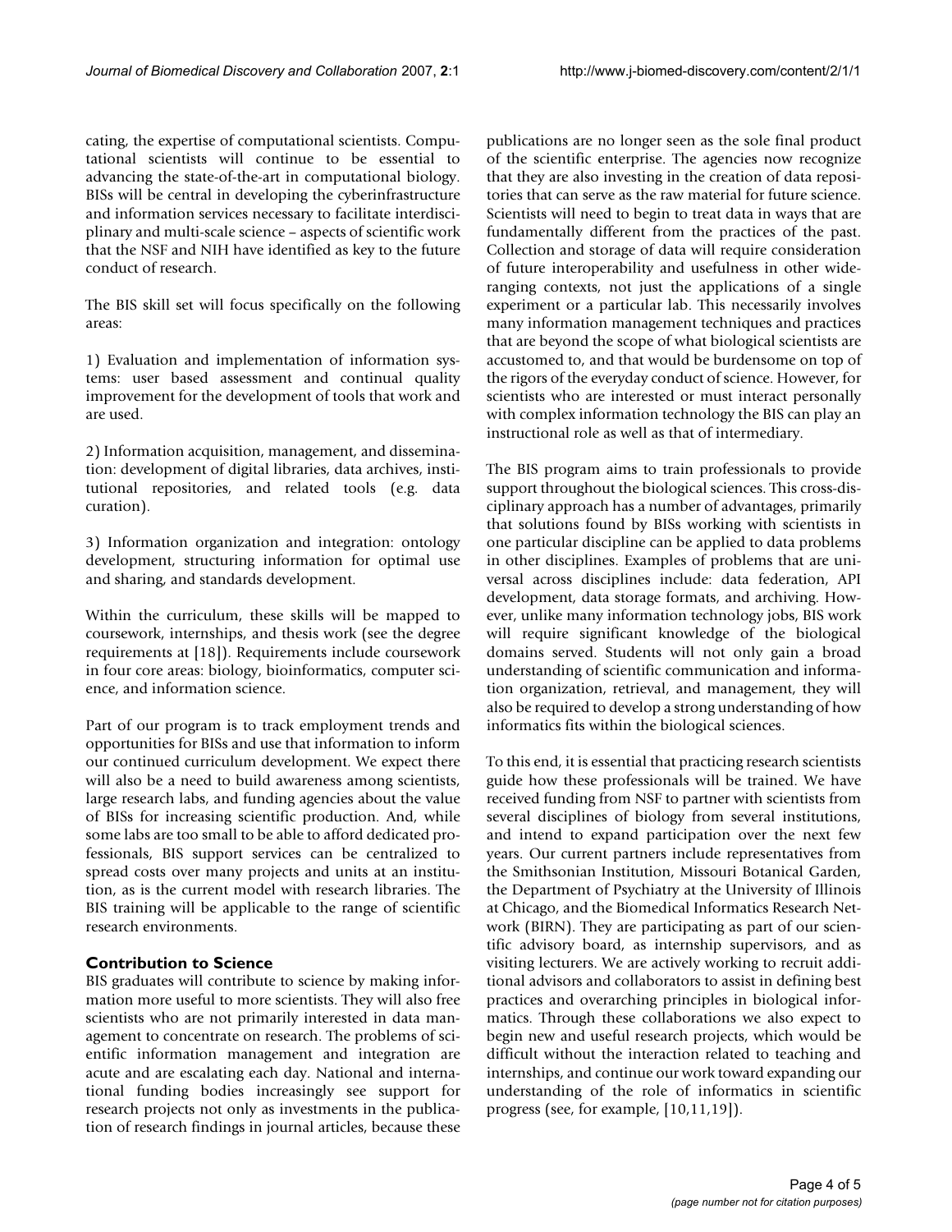cating, the expertise of computational scientists. Computational scientists will continue to be essential to advancing the state-of-the-art in computational biology. BISs will be central in developing the cyberinfrastructure and information services necessary to facilitate interdisciplinary and multi-scale science – aspects of scientific work that the NSF and NIH have identified as key to the future conduct of research.

The BIS skill set will focus specifically on the following areas:

1) Evaluation and implementation of information systems: user based assessment and continual quality improvement for the development of tools that work and are used.

2) Information acquisition, management, and dissemination: development of digital libraries, data archives, institutional repositories, and related tools (e.g. data curation).

3) Information organization and integration: ontology development, structuring information for optimal use and sharing, and standards development.

Within the curriculum, these skills will be mapped to coursework, internships, and thesis work (see the degree requirements at [18]). Requirements include coursework in four core areas: biology, bioinformatics, computer science, and information science.

Part of our program is to track employment trends and opportunities for BISs and use that information to inform our continued curriculum development. We expect there will also be a need to build awareness among scientists, large research labs, and funding agencies about the value of BISs for increasing scientific production. And, while some labs are too small to be able to afford dedicated professionals, BIS support services can be centralized to spread costs over many projects and units at an institution, as is the current model with research libraries. The BIS training will be applicable to the range of scientific research environments.

## Contribution to Science

BIS graduates will contribute to science by making information more useful to more scientists. They will also free scientists who are not primarily interested in data management to concentrate on research. The problems of scientific information management and integration are acute and are escalating each day. National and international funding bodies increasingly see support for research projects not only as investments in the publication of research findings in journal articles, because these publications are no longer seen as the sole final product of the scientific enterprise. The agencies now recognize that they are also investing in the creation of data repositories that can serve as the raw material for future science. Scientists will need to begin to treat data in ways that are fundamentally different from the practices of the past. Collection and storage of data will require consideration of future interoperability and usefulness in other wide-ranging contexts, not just the applications of a single experiment or a particular lab. This necessarily involves many information management techniques and practices that are beyond the scope of what biological scientists are accustomed to, and that would be burdensome on top of the rigors of the everyday conduct of science. However, for scientists who are interested or must interact personally with complex information technology the BIS can play an instructional role as well as that of intermediary.

The BIS program aims to train professionals to provide support throughout the biological sciences. This cross-disciplinary approach has a number of advantages, primarily that solutions found by BISs working with scientists in one particular discipline can be applied to data problems in other disciplines. Examples of problems that are universal across disciplines include: data federation, API development, data storage formats, and archiving. However, unlike many information technology jobs, BIS work will require significant knowledge of the biological domains served. Students will not only gain a broad understanding of scientific communication and information organization, retrieval, and management, they will also be required to develop a strong understanding of how informatics fits within the biological sciences.

To this end, it is essential that practicing research scientists guide how these professionals will be trained. We have received funding from NSF to partner with scientists from several disciplines of biology from several institutions, and intend to expand participation over the next few years. Our current partners include representatives from the Smithsonian Institution, Missouri Botanical Garden, the Department of Psychiatry at the University of Illinois at Chicago, and the Biomedical Informatics Research Network (BIRN). They are participating as part of our scientific advisory board, as internship supervisors, and as visiting lecturers. We are actively working to recruit additional advisors and collaborators to assist in defining best practices and overarching principles in biological informatics. Through these collaborations we also expect to begin new and useful research projects, which would be difficult without the interaction related to teaching and internships, and continue our work toward expanding our understanding of the role of informatics in scientific progress (see, for example, [10,11,19]).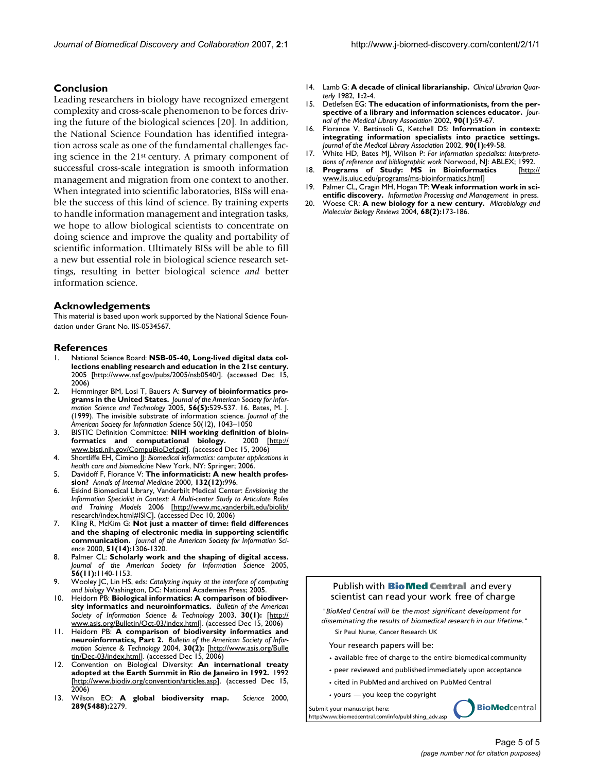## Conclusion

Leading researchers in biology have recognized emergent complexity and cross-scale phenomenon to be forces driving the future of the biological sciences [20]. In addition, the National Science Foundation has identified integration across scale as one of the fundamental challenges facing science in the 21st century. A primary component of successful cross-scale integration is smooth information management and migration from one context to another. When integrated into scientific laboratories, BISs will enable the success of this kind of science. By training experts to handle information management and integration tasks, we hope to allow biological scientists to concentrate on doing science and improve the quality and portability of scientific information. Ultimately BISs will be able to fill a new but essential role in biological science research settings, resulting in better biological science *and* better information science.

## Acknowledgements

This material is based upon work supported by the National Science Foundation under Grant No. IIS-0534567.

## References

1. National Science Board: **NSB-05-40, Long-lived digital data collections enabling research and education in the 21st century.** 2005 [http://www.nsf.gov/pubs/2005/nsb0540/]. (accessed Dec 15, 2006)
2. Hemminger BM, Losi T, Bauers A: **Survey of bioinformatics programs in the United States.** *Journal of the American Society for Information Science and Technology* 2005, **56(5):**529-537. 16. Bates, M. J. (1999). The invisible substrate of information science. *Journal of the American Society for Information Science* 50(12), 1043–1050
3. BISTIC Definition Committee: **NIH working definition of bioinformatics and computational biology.** 2000 [http://www.bisti.nih.gov/CompuBioDef.pdf]. (accessed Dec 15, 2006)
4. Shortliffe EH, Cimino JJ: *Biomedical informatics: computer applications in health care and biomedicine* New York, NY: Springer; 2006.
5. Davidoff F, Florance V: **The informaticist: A new health profession?** *Annals of Internal Medicine* 2000, **132(12):**996.
6. Eskind Biomedical Library, Vanderbilt Medical Center: *Envisioning the Information Specialist in Context: A Multi-center Study to Articulate Roles and Training Models* 2006 [http://www.mc.vanderbilt.edu/biolib/research/index.html#ISIC]. (accessed Dec 10, 2006)
7. Kling R, McKim G: **Not just a matter of time: field differences and the shaping of electronic media in supporting scientific communication.** *Journal of the American Society for Information Science* 2000, **51(14):**1306-1320.
8. Palmer CL: **Scholarly work and the shaping of digital access.** *Journal of the American Society for Information Science* 2005, **56(11):**1140-1153.
9. Wooley JC, Lin HS, eds: *Catalyzing inquiry at the interface of computing and biology* Washington, DC: National Academies Press; 2005.
10. Heidorn PB: **Biological informatics: A comparison of biodiversity informatics and neuroinformatics.** *Bulletin of the American Society of Information Science & Technology* 2003, **30(1):** [http://www.asis.org/Bulletin/Oct-03/index.html]. (accessed Dec 15, 2006)
11. Heidorn PB: **A comparison of biodiversity informatics and neuroinformatics, Part 2.** *Bulletin of the American Society of Information Science & Technology* 2004, **30(2):** [http://www.asis.org/Bulletin/Dec-03/index.html]. (accessed Dec 15, 2006)
12. Convention on Biological Diversity: **An international treaty adopted at the Earth Summit in Rio de Janeiro in 1992.** 1992 [http://www.biodiv.org/convention/articles.asp]. (accessed Dec 15, 2006)
13. Wilson EO: **A global biodiversity map.** *Science* 2000, **289(5488):**2279.
14. Lamb G: **A decade of clinical librarianship.** *Clinical Librarian Quarterly* 1982, **1:**2-4.
15. Detlefsen EG: **The education of informationists, from the perspective of a library and information sciences educator.** *Journal of the Medical Library Association* 2002, **90(1):**59-67.
16. Florance V, Bettinsoli G, Ketchell DS: **Information in context: integrating information specialists into practice settings.** *Journal of the Medical Library Association* 2002, **90(1):**49-58.
17. White HD, Bates MJ, Wilson P: *For information specialists: Interpretations of reference and bibliographic work* Norwood, NJ: ABLEX; 1992.
18. **Programs of Study: MS in Bioinformatics** [http://www.lis.uiuc.edu/programs/ms-bioinformatics.html]
19. Palmer CL, Cragin MH, Hogan TP: **Weak information work in scientific discovery.** *Information Processing and Management* in press.
20. Woese CR: **A new biology for a new century.** *Microbiology and Molecular Biology Reviews* 2004, **68(2):**173-186.

Publish with **BioMed Central** and every scientist can read your work free of charge

*"BioMed Central will be the most significant development for disseminating the results of biomedical research in our lifetime."*

Sir Paul Nurse, Cancer Research UK

Your research papers will be:

- available free of charge to the entire biomedical community
- peer reviewed and published immediately upon acceptance
- cited in PubMed and archived on PubMed Central
- yours — you keep the copyright

Submit your manuscript here:
http://www.biomedcentral.com/info/publishing_adv.asp

BioMedcentral